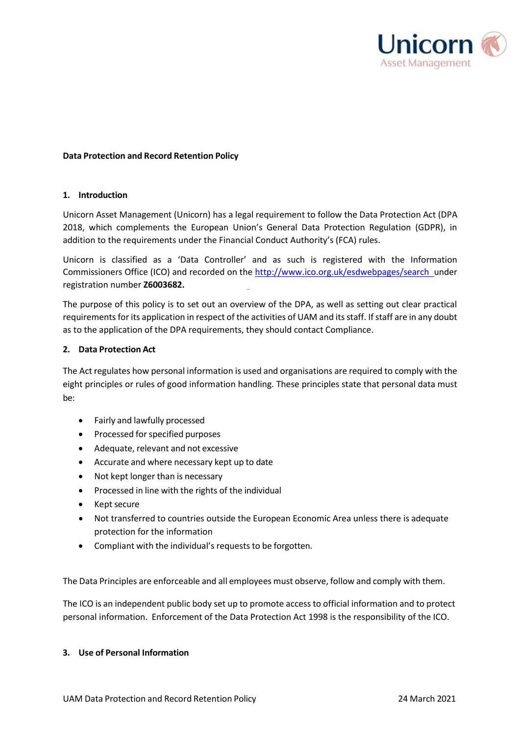**Data Protection and Record Retention Policy**

## 1. Introduction

Unicorn Asset Management (Unicorn) has a legal requirement to follow the Data Protection Act (DPA 2018, which complements the European Union's General Data Protection Regulation (GDPR), in addition to the requirements under the Financial Conduct Authority's (FCA) rules.

Unicorn is classified as a 'Data Controller' and as such is registered with the Information Commissioners Office (ICO) and recorded on the [http://www.ico.org.uk/esdwebpages/search](http://www.ico.org.uk/esdwebpages/search) under registration number **Z6003682.**

The purpose of this policy is to set out an overview of the DPA, as well as setting out clear practical requirements for its application in respect of the activities of UAM and its staff. If staff are in any doubt as to the application of the DPA requirements, they should contact Compliance.

## 2. Data Protection Act

The Act regulates how personal information is used and organisations are required to comply with the eight principles or rules of good information handling. These principles state that personal data must be:

- Fairly and lawfully processed
- Processed for specified purposes
- Adequate, relevant and not excessive
- Accurate and where necessary kept up to date
- Not kept longer than is necessary
- Processed in line with the rights of the individual
- Kept secure
- Not transferred to countries outside the European Economic Area unless there is adequate protection for the information
- Compliant with the individual's requests to be forgotten.

The Data Principles are enforceable and all employees must observe, follow and comply with them.

The ICO is an independent public body set up to promote access to official information and to protect personal information. Enforcement of the Data Protection Act 1998 is the responsibility of the ICO.

## 3. Use of Personal Information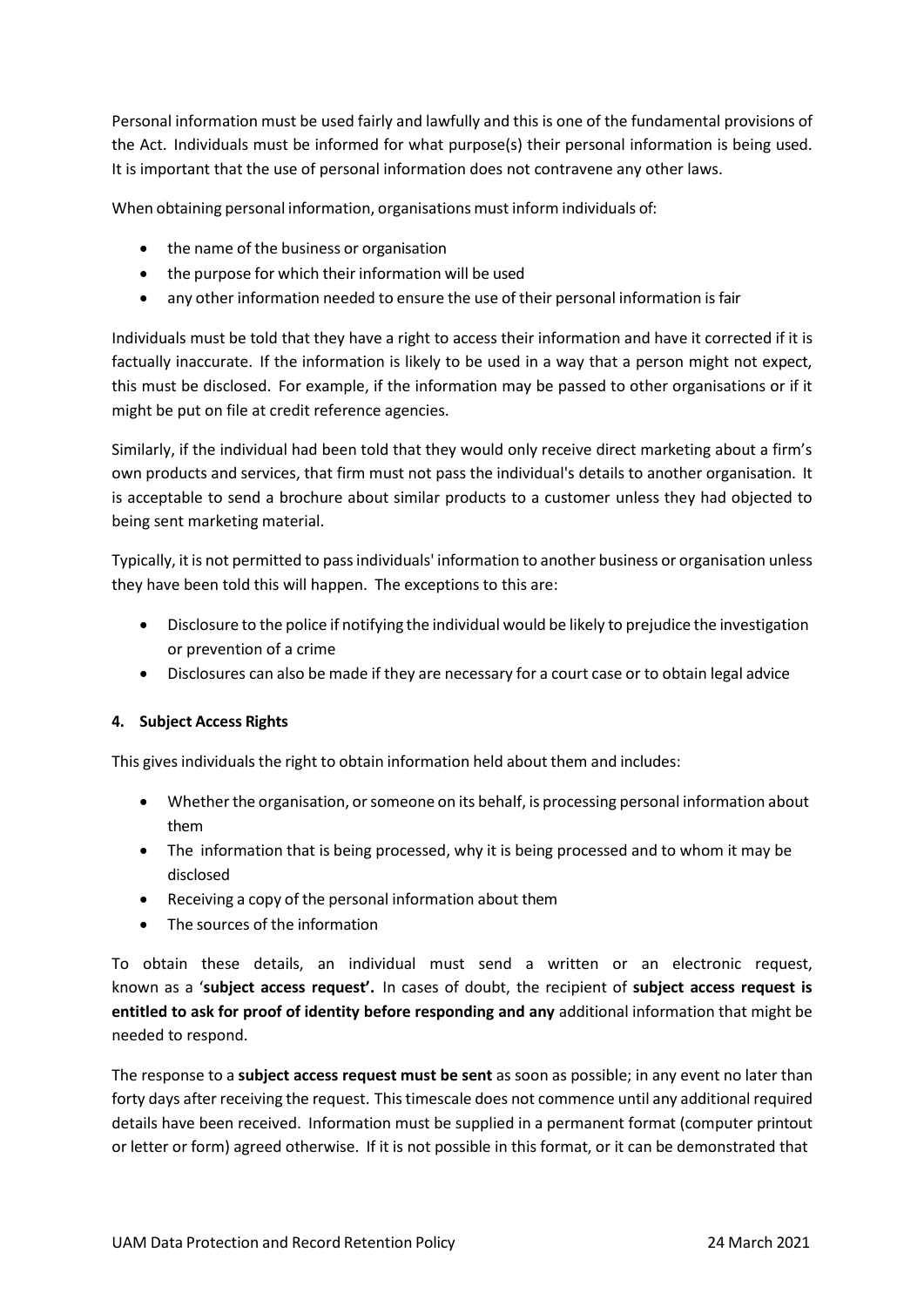Personal information must be used fairly and lawfully and this is one of the fundamental provisions of the Act. Individuals must be informed for what purpose(s) their personal information is being used. It is important that the use of personal information does not contravene any other laws.

When obtaining personal information, organisations must inform individuals of:

- the name of the business or organisation
- the purpose for which their information will be used
- any other information needed to ensure the use of their personal information is fair

Individuals must be told that they have a right to access their information and have it corrected if it is factually inaccurate. If the information is likely to be used in a way that a person might not expect, this must be disclosed. For example, if the information may be passed to other organisations or if it might be put on file at credit reference agencies.

Similarly, if the individual had been told that they would only receive direct marketing about a firm's own products and services, that firm must not pass the individual's details to another organisation. It is acceptable to send a brochure about similar products to a customer unless they had objected to being sent marketing material.

Typically, it is not permitted to pass individuals' information to another business or organisation unless they have been told this will happen. The exceptions to this are:

- Disclosure to the police if notifying the individual would be likely to prejudice the investigation or prevention of a crime
- Disclosures can also be made if they are necessary for a court case or to obtain legal advice

#### 4. Subject Access Rights

This gives individuals the right to obtain information held about them and includes:

- Whether the organisation, or someone on its behalf, is processing personal information about them
- The information that is being processed, why it is being processed and to whom it may be disclosed
- Receiving a copy of the personal information about them
- The sources of the information

To obtain these details, an individual must send a written or an electronic request, known as a '**subject access request'.** In cases of doubt, the recipient of **subject access request is entitled to ask for proof of identity before responding and any** additional information that might be needed to respond.

The response to a **subject access request must be sent** as soon as possible; in any event no later than forty days after receiving the request. This timescale does not commence until any additional required details have been received. Information must be supplied in a permanent format (computer printout or letter or form) agreed otherwise. If it is not possible in this format, or it can be demonstrated that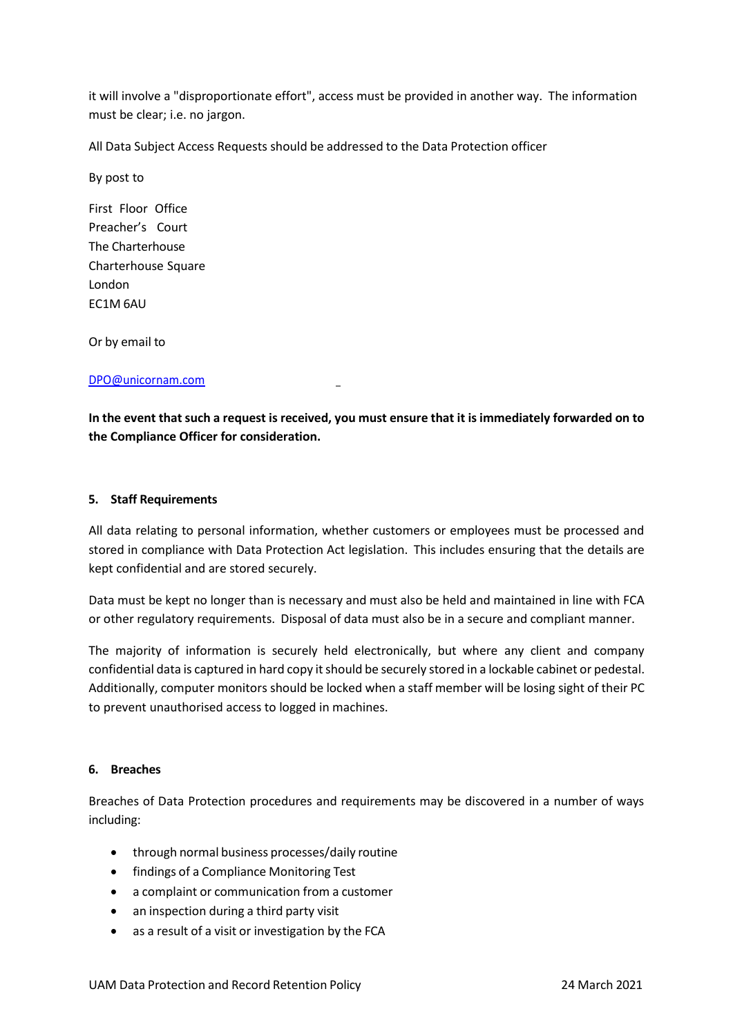it will involve a "disproportionate effort", access must be provided in another way. The information must be clear; i.e. no jargon.

All Data Subject Access Requests should be addressed to the Data Protection officer

By post to

First Floor Office
Preacher's Court
The Charterhouse
Charterhouse Square
London
EC1M 6AU

Or by email to

DPO@unicornam.com

**In the event that such a request is received, you must ensure that it is immediately forwarded on to the Compliance Officer for consideration.**

## 5. Staff Requirements

All data relating to personal information, whether customers or employees must be processed and stored in compliance with Data Protection Act legislation. This includes ensuring that the details are kept confidential and are stored securely.

Data must be kept no longer than is necessary and must also be held and maintained in line with FCA or other regulatory requirements. Disposal of data must also be in a secure and compliant manner.

The majority of information is securely held electronically, but where any client and company confidential data is captured in hard copy it should be securely stored in a lockable cabinet or pedestal. Additionally, computer monitors should be locked when a staff member will be losing sight of their PC to prevent unauthorised access to logged in machines.

## 6. Breaches

Breaches of Data Protection procedures and requirements may be discovered in a number of ways including:

- through normal business processes/daily routine
- findings of a Compliance Monitoring Test
- a complaint or communication from a customer
- an inspection during a third party visit
- as a result of a visit or investigation by the FCA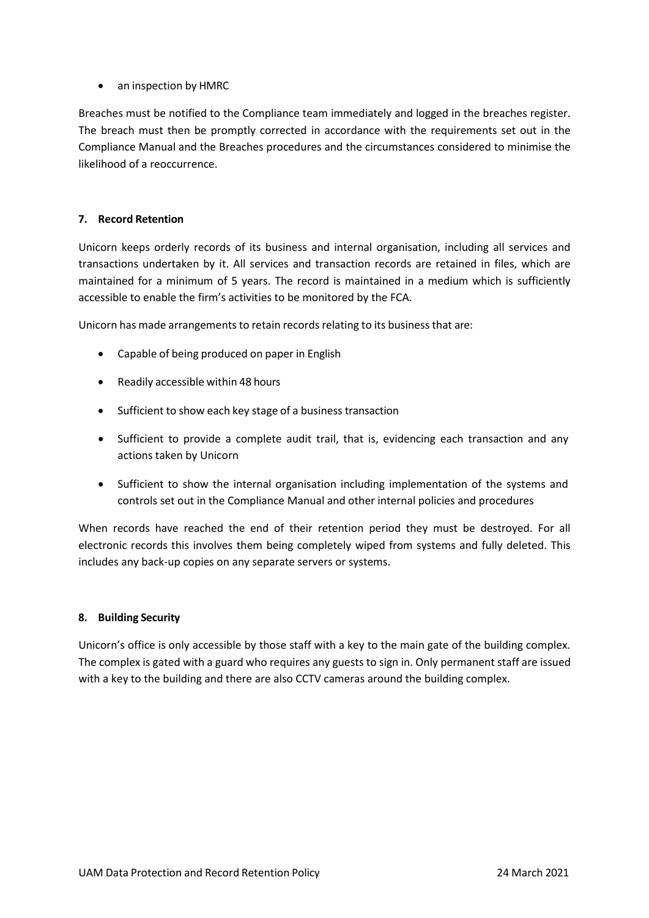- an inspection by HMRC

Breaches must be notified to the Compliance team immediately and logged in the breaches register. The breach must then be promptly corrected in accordance with the requirements set out in the Compliance Manual and the Breaches procedures and the circumstances considered to minimise the likelihood of a reoccurrence.

## 7. Record Retention

Unicorn keeps orderly records of its business and internal organisation, including all services and transactions undertaken by it. All services and transaction records are retained in files, which are maintained for a minimum of 5 years. The record is maintained in a medium which is sufficiently accessible to enable the firm's activities to be monitored by the FCA.

Unicorn has made arrangements to retain records relating to its business that are:

- Capable of being produced on paper in English
- Readily accessible within 48 hours
- Sufficient to show each key stage of a business transaction
- Sufficient to provide a complete audit trail, that is, evidencing each transaction and any actions taken by Unicorn
- Sufficient to show the internal organisation including implementation of the systems and controls set out in the Compliance Manual and other internal policies and procedures

When records have reached the end of their retention period they must be destroyed. For all electronic records this involves them being completely wiped from systems and fully deleted. This includes any back-up copies on any separate servers or systems.

## 8. Building Security

Unicorn's office is only accessible by those staff with a key to the main gate of the building complex. The complex is gated with a guard who requires any guests to sign in. Only permanent staff are issued with a key to the building and there are also CCTV cameras around the building complex.